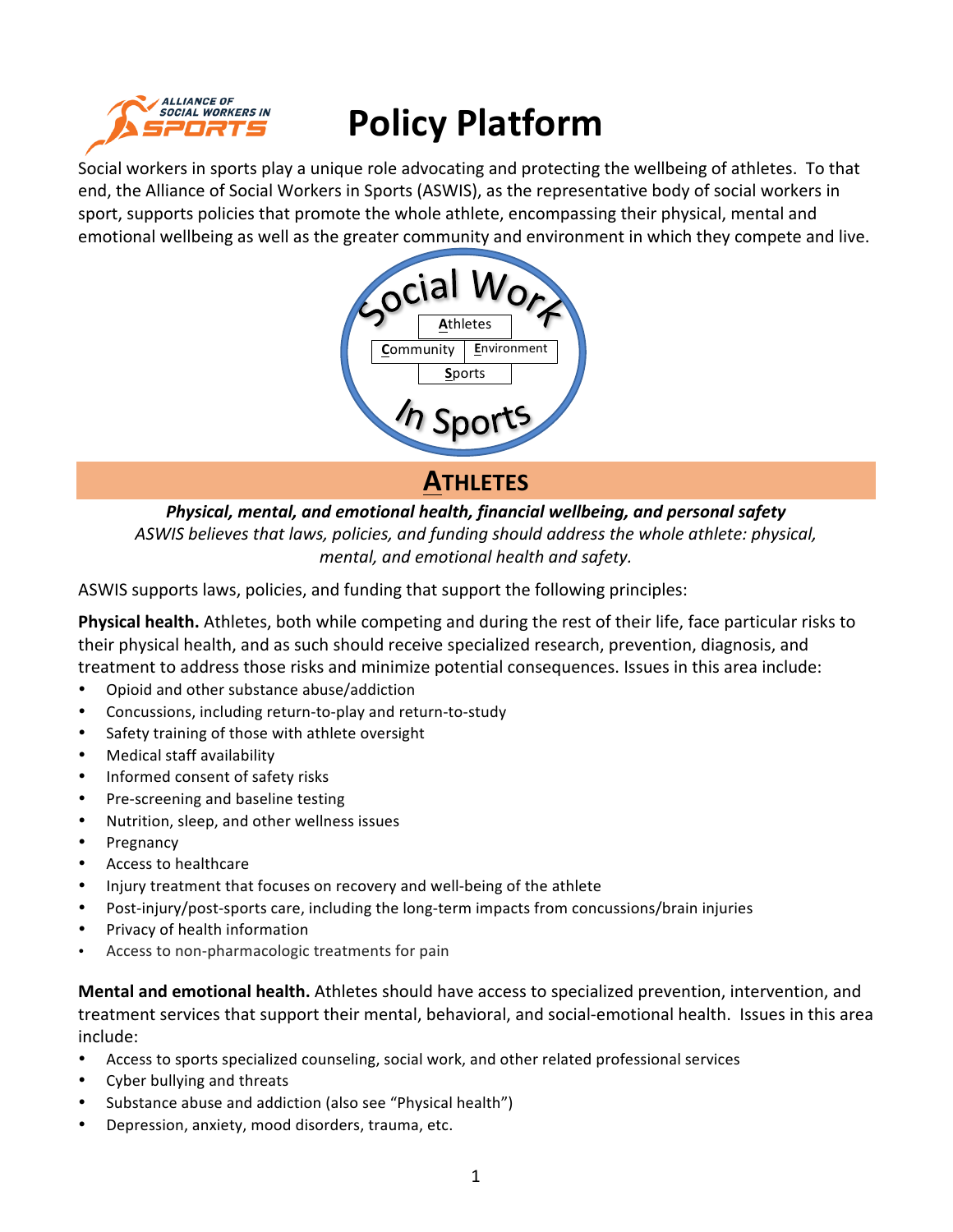# Policy Platform

Social workers in sports play a unique role advocating and protecting the wellbeing of athletes. To that end, the Alliance of Social Workers in Sports (ASWIS), as the representative body of social workers in sport, supports policies that promote the whole athlete, encompassing their physical, mental and emotional wellbeing as well as the greater community and environment in which they compete and live.

Social Work In Sports

| Athletes | |
|---|---|
| Community | Environment |
| Sports | |

## ATHLETES

***Physical, mental, and emotional health, financial wellbeing, and personal safety***

*ASWIS believes that laws, policies, and funding should address the whole athlete: physical, mental, and emotional health and safety.*

ASWIS supports laws, policies, and funding that support the following principles:

**Physical health.** Athletes, both while competing and during the rest of their life, face particular risks to their physical health, and as such should receive specialized research, prevention, diagnosis, and treatment to address those risks and minimize potential consequences. Issues in this area include:

- Opioid and other substance abuse/addiction
- Concussions, including return-to-play and return-to-study
- Safety training of those with athlete oversight
- Medical staff availability
- Informed consent of safety risks
- Pre-screening and baseline testing
- Nutrition, sleep, and other wellness issues
- Pregnancy
- Access to healthcare
- Injury treatment that focuses on recovery and well-being of the athlete
- Post-injury/post-sports care, including the long-term impacts from concussions/brain injuries
- Privacy of health information
- Access to non-pharmacologic treatments for pain

**Mental and emotional health.** Athletes should have access to specialized prevention, intervention, and treatment services that support their mental, behavioral, and social-emotional health. Issues in this area include:

- Access to sports specialized counseling, social work, and other related professional services
- Cyber bullying and threats
- Substance abuse and addiction (also see "Physical health")
- Depression, anxiety, mood disorders, trauma, etc.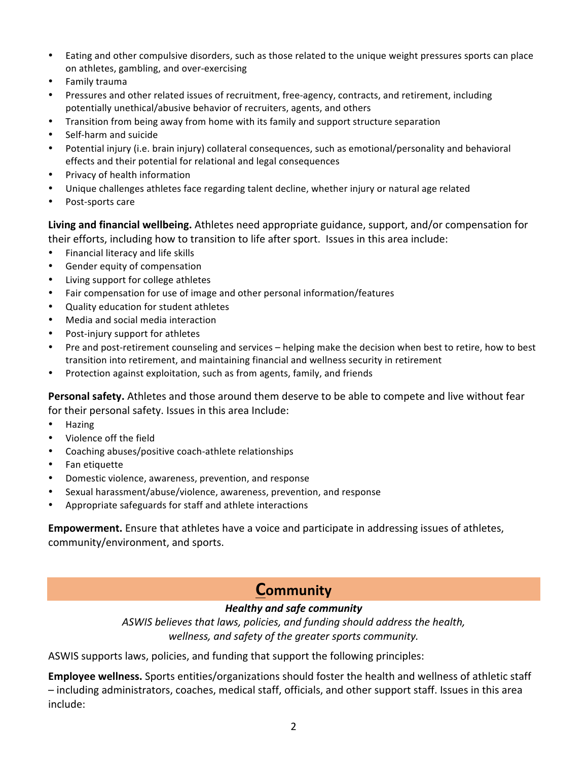- Eating and other compulsive disorders, such as those related to the unique weight pressures sports can place on athletes, gambling, and over-exercising
- Family trauma
- Pressures and other related issues of recruitment, free-agency, contracts, and retirement, including potentially unethical/abusive behavior of recruiters, agents, and others
- Transition from being away from home with its family and support structure separation
- Self-harm and suicide
- Potential injury (i.e. brain injury) collateral consequences, such as emotional/personality and behavioral effects and their potential for relational and legal consequences
- Privacy of health information
- Unique challenges athletes face regarding talent decline, whether injury or natural age related
- Post-sports care

**Living and financial wellbeing.** Athletes need appropriate guidance, support, and/or compensation for their efforts, including how to transition to life after sport. Issues in this area include:

- Financial literacy and life skills
- Gender equity of compensation
- Living support for college athletes
- Fair compensation for use of image and other personal information/features
- Quality education for student athletes
- Media and social media interaction
- Post-injury support for athletes
- Pre and post-retirement counseling and services – helping make the decision when best to retire, how to best transition into retirement, and maintaining financial and wellness security in retirement
- Protection against exploitation, such as from agents, family, and friends

**Personal safety.** Athletes and those around them deserve to be able to compete and live without fear for their personal safety. Issues in this area Include:

- Hazing
- Violence off the field
- Coaching abuses/positive coach-athlete relationships
- Fan etiquette
- Domestic violence, awareness, prevention, and response
- Sexual harassment/abuse/violence, awareness, prevention, and response
- Appropriate safeguards for staff and athlete interactions

**Empowerment.** Ensure that athletes have a voice and participate in addressing issues of athletes, community/environment, and sports.

## Community

***Healthy and safe community***

*ASWIS believes that laws, policies, and funding should address the health, wellness, and safety of the greater sports community.*

ASWIS supports laws, policies, and funding that support the following principles:

**Employee wellness.** Sports entities/organizations should foster the health and wellness of athletic staff – including administrators, coaches, medical staff, officials, and other support staff. Issues in this area include: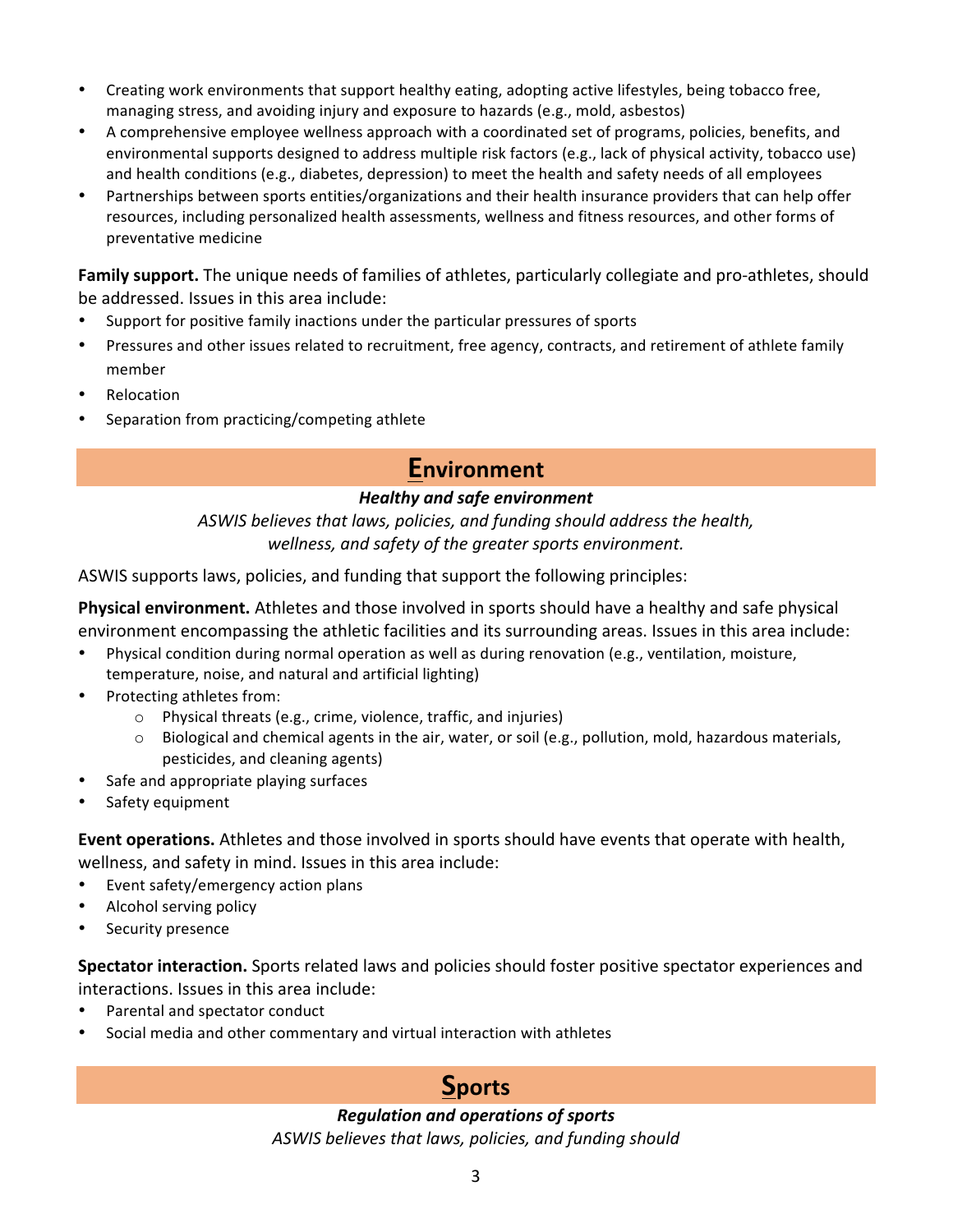- Creating work environments that support healthy eating, adopting active lifestyles, being tobacco free, managing stress, and avoiding injury and exposure to hazards (e.g., mold, asbestos)
- A comprehensive employee wellness approach with a coordinated set of programs, policies, benefits, and environmental supports designed to address multiple risk factors (e.g., lack of physical activity, tobacco use) and health conditions (e.g., diabetes, depression) to meet the health and safety needs of all employees
- Partnerships between sports entities/organizations and their health insurance providers that can help offer resources, including personalized health assessments, wellness and fitness resources, and other forms of preventative medicine

**Family support.** The unique needs of families of athletes, particularly collegiate and pro-athletes, should be addressed. Issues in this area include:

- Support for positive family inactions under the particular pressures of sports
- Pressures and other issues related to recruitment, free agency, contracts, and retirement of athlete family member
- Relocation
- Separation from practicing/competing athlete

## Environment

***Healthy and safe environment***

*ASWIS believes that laws, policies, and funding should address the health, wellness, and safety of the greater sports environment.*

ASWIS supports laws, policies, and funding that support the following principles:

**Physical environment.** Athletes and those involved in sports should have a healthy and safe physical environment encompassing the athletic facilities and its surrounding areas. Issues in this area include:

- Physical condition during normal operation as well as during renovation (e.g., ventilation, moisture, temperature, noise, and natural and artificial lighting)
- Protecting athletes from:
  - Physical threats (e.g., crime, violence, traffic, and injuries)
  - Biological and chemical agents in the air, water, or soil (e.g., pollution, mold, hazardous materials, pesticides, and cleaning agents)
- Safe and appropriate playing surfaces
- Safety equipment

**Event operations.** Athletes and those involved in sports should have events that operate with health, wellness, and safety in mind. Issues in this area include:

- Event safety/emergency action plans
- Alcohol serving policy
- Security presence

**Spectator interaction.** Sports related laws and policies should foster positive spectator experiences and interactions. Issues in this area include:

- Parental and spectator conduct
- Social media and other commentary and virtual interaction with athletes

## Sports

***Regulation and operations of sports***

*ASWIS believes that laws, policies, and funding should*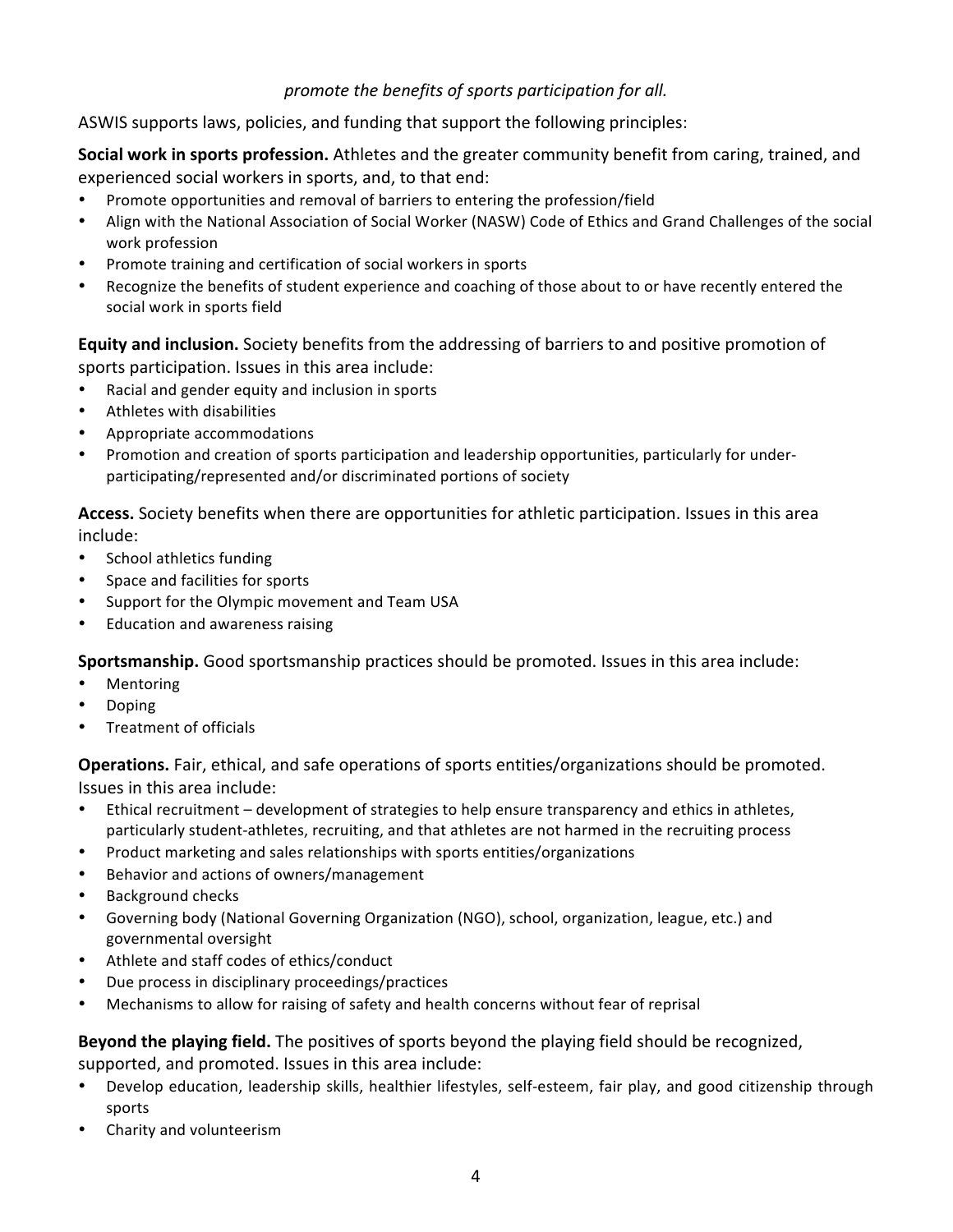*promote the benefits of sports participation for all.*

ASWIS supports laws, policies, and funding that support the following principles:

**Social work in sports profession.** Athletes and the greater community benefit from caring, trained, and experienced social workers in sports, and, to that end:

- Promote opportunities and removal of barriers to entering the profession/field
- Align with the National Association of Social Worker (NASW) Code of Ethics and Grand Challenges of the social work profession
- Promote training and certification of social workers in sports
- Recognize the benefits of student experience and coaching of those about to or have recently entered the social work in sports field

**Equity and inclusion.** Society benefits from the addressing of barriers to and positive promotion of sports participation. Issues in this area include:

- Racial and gender equity and inclusion in sports
- Athletes with disabilities
- Appropriate accommodations
- Promotion and creation of sports participation and leadership opportunities, particularly for under-participating/represented and/or discriminated portions of society

**Access.** Society benefits when there are opportunities for athletic participation. Issues in this area include:

- School athletics funding
- Space and facilities for sports
- Support for the Olympic movement and Team USA
- Education and awareness raising

**Sportsmanship.** Good sportsmanship practices should be promoted. Issues in this area include:

- Mentoring
- Doping
- Treatment of officials

**Operations.** Fair, ethical, and safe operations of sports entities/organizations should be promoted. Issues in this area include:

- Ethical recruitment – development of strategies to help ensure transparency and ethics in athletes, particularly student-athletes, recruiting, and that athletes are not harmed in the recruiting process
- Product marketing and sales relationships with sports entities/organizations
- Behavior and actions of owners/management
- Background checks
- Governing body (National Governing Organization (NGO), school, organization, league, etc.) and governmental oversight
- Athlete and staff codes of ethics/conduct
- Due process in disciplinary proceedings/practices
- Mechanisms to allow for raising of safety and health concerns without fear of reprisal

**Beyond the playing field.** The positives of sports beyond the playing field should be recognized, supported, and promoted. Issues in this area include:

- Develop education, leadership skills, healthier lifestyles, self-esteem, fair play, and good citizenship through sports
- Charity and volunteerism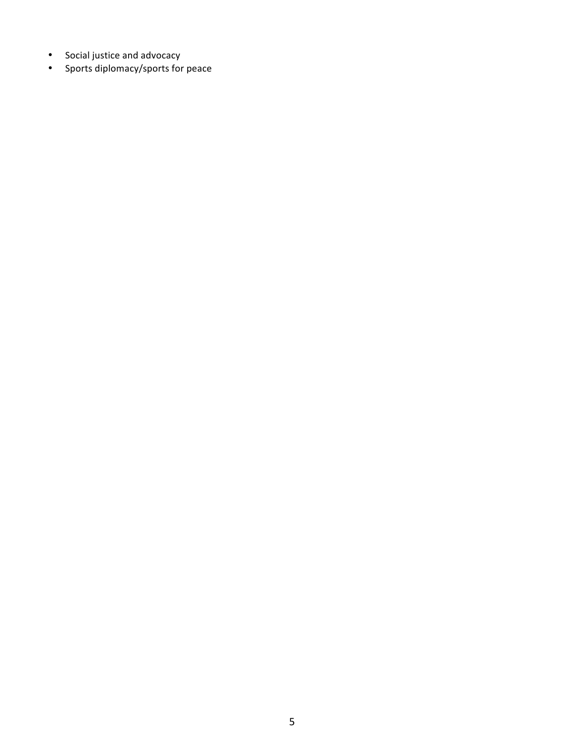- Social justice and advocacy
- Sports diplomacy/sports for peace